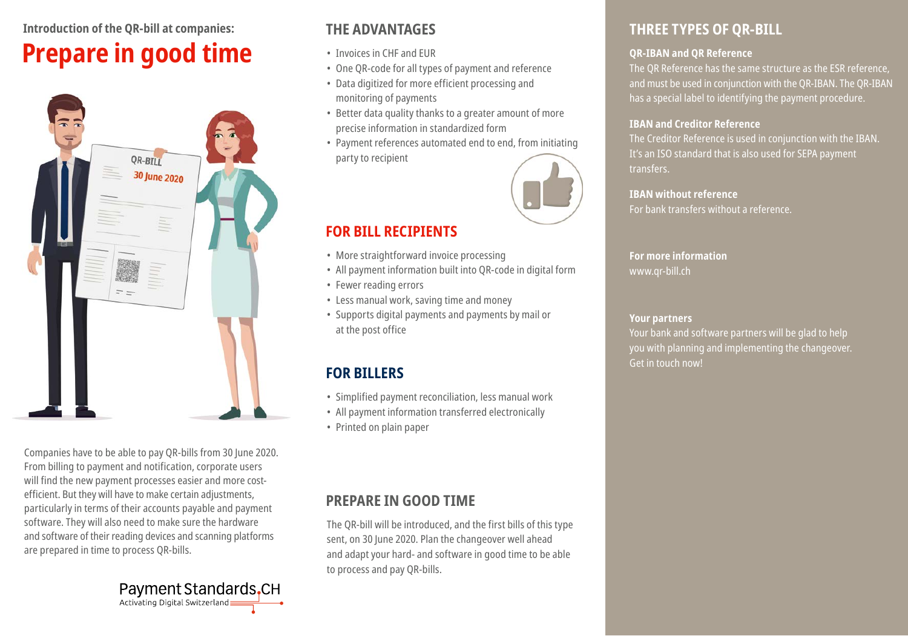**Introduction of the QR-bill at companies:**

# Prepare in good time

Companies have to be able to pay QR-bills from 30 June 2020. From billing to payment and notification, corporate users will find the new payment processes easier and more cost-efficient. But they will have to make certain adjustments, particularly in terms of their accounts payable and payment software. They will also need to make sure the hardware and software of their reading devices and scanning platforms are prepared in time to process QR-bills.

Payment Standards.CH
Activating Digital Switzerland

## THE ADVANTAGES

- Invoices in CHF and EUR
- One QR-code for all types of payment and reference
- Data digitized for more efficient processing and monitoring of payments
- Better data quality thanks to a greater amount of more precise information in standardized form
- Payment references automated end to end, from initiating party to recipient

## FOR BILL RECIPIENTS

- More straightforward invoice processing
- All payment information built into QR-code in digital form
- Fewer reading errors
- Less manual work, saving time and money
- Supports digital payments and payments by mail or at the post office

## FOR BILLERS

- Simplified payment reconciliation, less manual work
- All payment information transferred electronically
- Printed on plain paper

## PREPARE IN GOOD TIME

The QR-bill will be introduced, and the first bills of this type sent, on 30 June 2020. Plan the changeover well ahead and adapt your hard- and software in good time to be able to process and pay QR-bills.

## THREE TYPES OF QR-BILL

**QR-IBAN and QR Reference**
The QR Reference has the same structure as the ESR reference, and must be used in conjunction with the QR-IBAN. The QR-IBAN has a special label to identifying the payment procedure.

**IBAN and Creditor Reference**
The Creditor Reference is used in conjunction with the IBAN. It's an ISO standard that is also used for SEPA payment transfers.

**IBAN without reference**
For bank transfers without a reference.

**For more information**
www.qr-bill.ch

**Your partners**
Your bank and software partners will be glad to help you with planning and implementing the changeover. Get in touch now!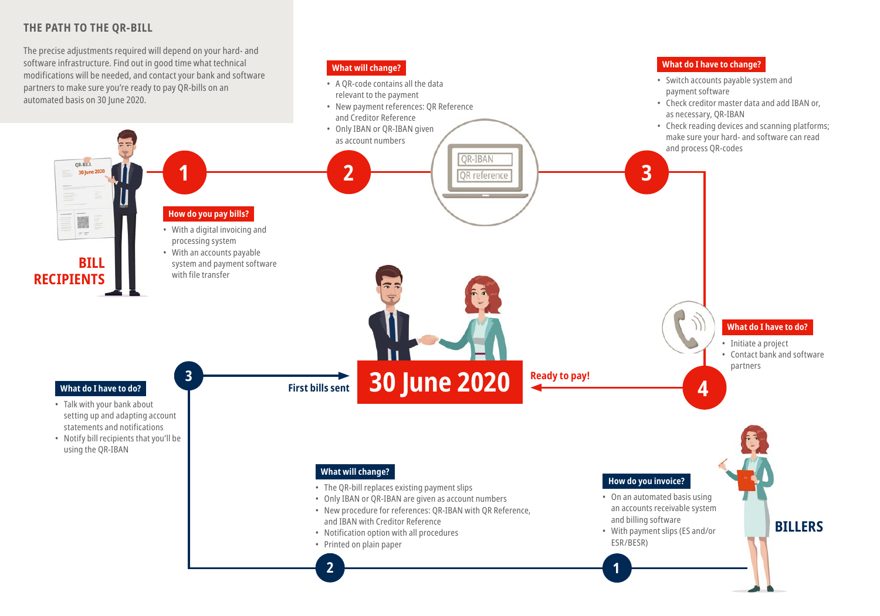## THE PATH TO THE QR-BILL

The precise adjustments required will depend on your hard- and software infrastructure. Find out in good time what technical modifications will be needed, and contact your bank and software partners to make sure you're ready to pay QR-bills on an automated basis on 30 June 2020.

### BILL RECIPIENTS

**1**

**How do you pay bills?**

- With a digital invoicing and processing system
- With an accounts payable system and payment software with file transfer

**2**

**What will change?**

- A QR-code contains all the data relevant to the payment
- New payment references: QR Reference and Creditor Reference
- Only IBAN or QR-IBAN given as account numbers

QR-IBAN

QR reference

**3**

**What do I have to change?**

- Switch accounts payable system and payment software
- Check creditor master data and add IBAN or, as necessary, QR-IBAN
- Check reading devices and scanning platforms; make sure your hard- and software can read and process QR-codes

**4**

**What do I have to do?**

- Initiate a project
- Contact bank and software partners

**Ready to pay!**

# 30 June 2020

**First bills sent**

### BILLERS

**1**

**How do you invoice?**

- On an automated basis using an accounts receivable system and billing software
- With payment slips (ES and/or ESR/BESR)

**2**

**What will change?**

- The QR-bill replaces existing payment slips
- Only IBAN or QR-IBAN are given as account numbers
- New procedure for references: QR-IBAN with QR Reference, and IBAN with Creditor Reference
- Notification option with all procedures
- Printed on plain paper

**3**

**What do I have to do?**

- Talk with your bank about setting up and adapting account statements and notifications
- Notify bill recipients that you'll be using the QR-IBAN